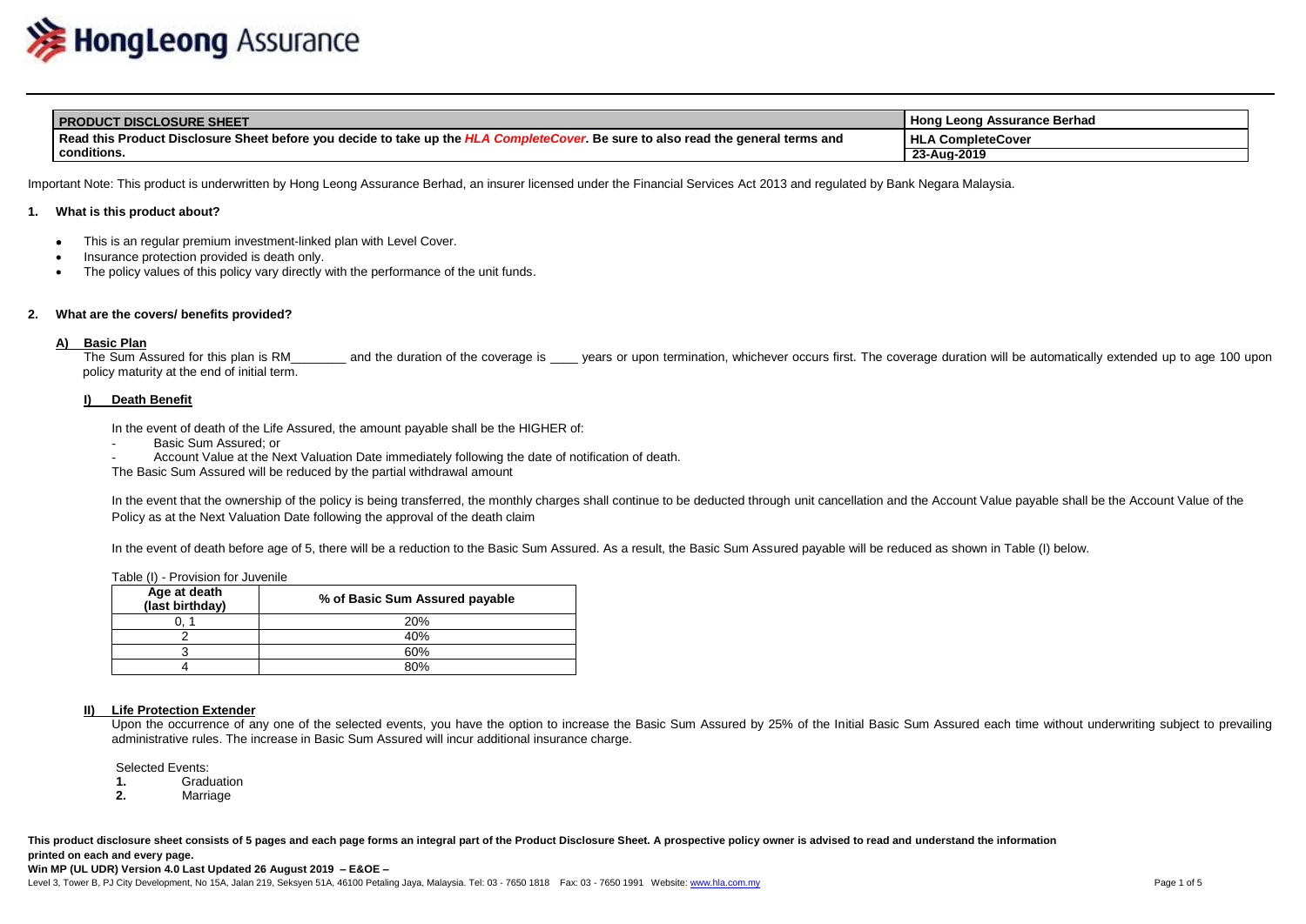| PRODUCT DISCLOSURE SHEET | Hong Leong Assurance Berhad |
|---|---|
| Read this Product Disclosure Sheet before you decide to take up the *HLA CompleteCover*. Be sure to also read the general terms and conditions. | HLA CompleteCover |
| | 23-Aug-2019 |

Important Note: This product is underwritten by Hong Leong Assurance Berhad, an insurer licensed under the Financial Services Act 2013 and regulated by Bank Negara Malaysia.

## 1. What is this product about?

- This is an regular premium investment-linked plan with Level Cover.
- Insurance protection provided is death only.
- The policy values of this policy vary directly with the performance of the unit funds.

## 2. What are the covers/ benefits provided?

### A) Basic Plan

The Sum Assured for this plan is RM________ and the duration of the coverage is ____ years or upon termination, whichever occurs first. The coverage duration will be automatically extended up to age 100 upon policy maturity at the end of initial term.

#### I) Death Benefit

In the event of death of the Life Assured, the amount payable shall be the HIGHER of:

- Basic Sum Assured; or
- Account Value at the Next Valuation Date immediately following the date of notification of death.

The Basic Sum Assured will be reduced by the partial withdrawal amount

In the event that the ownership of the policy is being transferred, the monthly charges shall continue to be deducted through unit cancellation and the Account Value payable shall be the Account Value of the Policy as at the Next Valuation Date following the approval of the death claim

In the event of death before age of 5, there will be a reduction to the Basic Sum Assured. As a result, the Basic Sum Assured payable will be reduced as shown in Table (I) below.

Table (I) - Provision for Juvenile

| Age at death (last birthday) | % of Basic Sum Assured payable |
|---|---|
| 0, 1 | 20% |
| 2 | 40% |
| 3 | 60% |
| 4 | 80% |

#### II) Life Protection Extender

Upon the occurrence of any one of the selected events, you have the option to increase the Basic Sum Assured by 25% of the Initial Basic Sum Assured each time without underwriting subject to prevailing administrative rules. The increase in Basic Sum Assured will incur additional insurance charge.

Selected Events:

1. Graduation
2. Marriage

**This product disclosure sheet consists of 5 pages and each page forms an integral part of the Product Disclosure Sheet. A prospective policy owner is advised to read and understand the information printed on each and every page.**

**Win MP (UL UDR) Version 4.0 Last Updated 26 August 2019 – E&OE –**

Level 3, Tower B, PJ City Development, No 15A, Jalan 219, Seksyen 51A, 46100 Petaling Jaya, Malaysia. Tel: 03 - 7650 1818 Fax: 03 - 7650 1991 Website: www.hla.com.my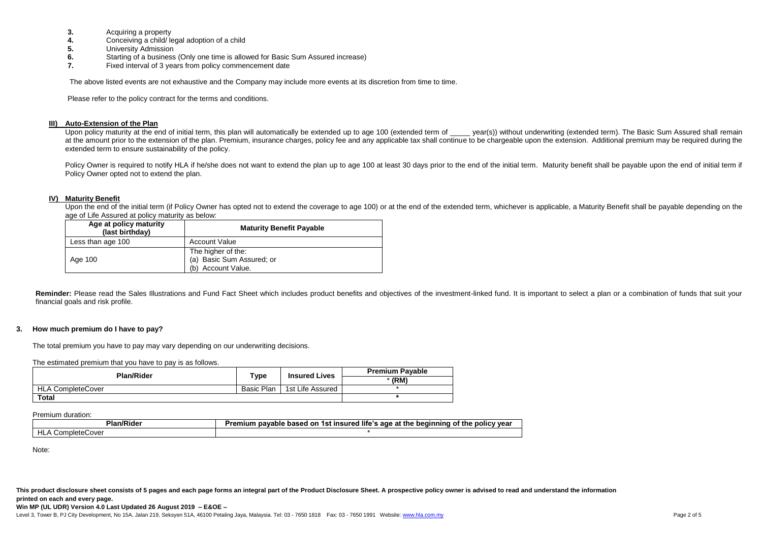3. Acquiring a property
4. Conceiving a child/ legal adoption of a child
5. University Admission
6. Starting of a business (Only one time is allowed for Basic Sum Assured increase)
7. Fixed interval of 3 years from policy commencement date

The above listed events are not exhaustive and the Company may include more events at its discretion from time to time.

Please refer to the policy contract for the terms and conditions.

### III) Auto-Extension of the Plan

Upon policy maturity at the end of initial term, this plan will automatically be extended up to age 100 (extended term of _____ year(s)) without underwriting (extended term). The Basic Sum Assured shall remain at the amount prior to the extension of the plan. Premium, insurance charges, policy fee and any applicable tax shall continue to be chargeable upon the extension. Additional premium may be required during the extended term to ensure sustainability of the policy.

Policy Owner is required to notify HLA if he/she does not want to extend the plan up to age 100 at least 30 days prior to the end of the initial term. Maturity benefit shall be payable upon the end of initial term if Policy Owner opted not to extend the plan.

### IV) Maturity Benefit

Upon the end of the initial term (if Policy Owner has opted not to extend the coverage to age 100) or at the end of the extended term, whichever is applicable, a Maturity Benefit shall be payable depending on the age of Life Assured at policy maturity as below:

| Age at policy maturity (last birthday) | Maturity Benefit Payable |
|---|---|
| Less than age 100 | Account Value |
| Age 100 | The higher of the:<br>(a) Basic Sum Assured; or<br>(b) Account Value. |

**Reminder:** Please read the Sales Illustrations and Fund Fact Sheet which includes product benefits and objectives of the investment-linked fund. It is important to select a plan or a combination of funds that suit your financial goals and risk profile.

## 3. How much premium do I have to pay?

The total premium you have to pay may vary depending on our underwriting decisions.

The estimated premium that you have to pay is as follows.

| Plan/Rider | Type | Insured Lives | Premium Payable |
|---|---|---|---|
| | | | * (RM) |
| HLA CompleteCover | Basic Plan | 1st Life Assured | * |
| **Total** | | | * |

Premium duration:

| Plan/Rider | Premium payable based on 1st insured life's age at the beginning of the policy year |
|---|---|
| HLA CompleteCover | * |

Note:

**This product disclosure sheet consists of 5 pages and each page forms an integral part of the Product Disclosure Sheet. A prospective policy owner is advised to read and understand the information printed on each and every page.**

**Win MP (UL UDR) Version 4.0 Last Updated 26 August 2019 – E&OE –**

Level 3, Tower B, PJ City Development, No 15A, Jalan 219, Seksyen 51A, 46100 Petaling Jaya, Malaysia. Tel: 03 - 7650 1818 Fax: 03 - 7650 1991 Website: www.hla.com.my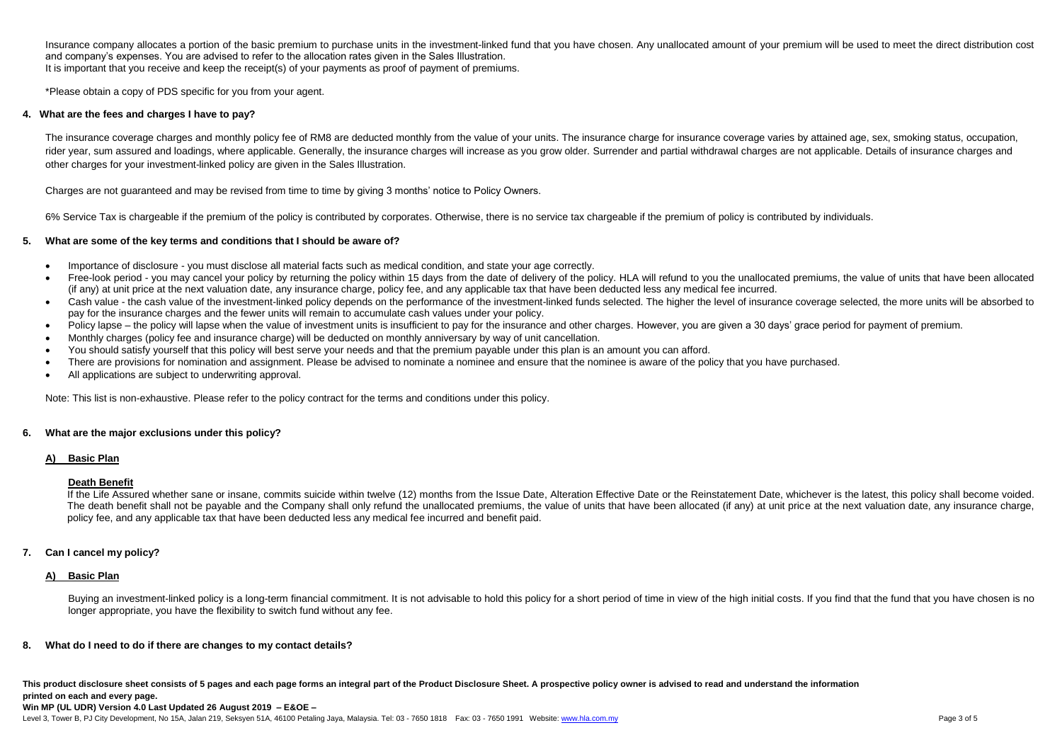Insurance company allocates a portion of the basic premium to purchase units in the investment-linked fund that you have chosen. Any unallocated amount of your premium will be used to meet the direct distribution cost and company's expenses. You are advised to refer to the allocation rates given in the Sales Illustration.
It is important that you receive and keep the receipt(s) of your payments as proof of payment of premiums.

*Please obtain a copy of PDS specific for you from your agent.

## 4. What are the fees and charges I have to pay?

The insurance coverage charges and monthly policy fee of RM8 are deducted monthly from the value of your units. The insurance charge for insurance coverage varies by attained age, sex, smoking status, occupation, rider year, sum assured and loadings, where applicable. Generally, the insurance charges will increase as you grow older. Surrender and partial withdrawal charges are not applicable. Details of insurance charges and other charges for your investment-linked policy are given in the Sales Illustration.

Charges are not guaranteed and may be revised from time to time by giving 3 months' notice to Policy Owners.

6% Service Tax is chargeable if the premium of the policy is contributed by corporates. Otherwise, there is no service tax chargeable if the premium of policy is contributed by individuals.

## 5. What are some of the key terms and conditions that I should be aware of?

- Importance of disclosure - you must disclose all material facts such as medical condition, and state your age correctly.
- Free-look period - you may cancel your policy by returning the policy within 15 days from the date of delivery of the policy. HLA will refund to you the unallocated premiums, the value of units that have been allocated (if any) at unit price at the next valuation date, any insurance charge, policy fee, and any applicable tax that have been deducted less any medical fee incurred.
- Cash value - the cash value of the investment-linked policy depends on the performance of the investment-linked funds selected. The higher the level of insurance coverage selected, the more units will be absorbed to pay for the insurance charges and the fewer units will remain to accumulate cash values under your policy.
- Policy lapse – the policy will lapse when the value of investment units is insufficient to pay for the insurance and other charges. However, you are given a 30 days' grace period for payment of premium.
- Monthly charges (policy fee and insurance charge) will be deducted on monthly anniversary by way of unit cancellation.
- You should satisfy yourself that this policy will best serve your needs and that the premium payable under this plan is an amount you can afford.
- There are provisions for nomination and assignment. Please be advised to nominate a nominee and ensure that the nominee is aware of the policy that you have purchased.
- All applications are subject to underwriting approval.

Note: This list is non-exhaustive. Please refer to the policy contract for the terms and conditions under this policy.

## 6. What are the major exclusions under this policy?

### A) Basic Plan

**Death Benefit**

If the Life Assured whether sane or insane, commits suicide within twelve (12) months from the Issue Date, Alteration Effective Date or the Reinstatement Date, whichever is the latest, this policy shall become voided. The death benefit shall not be payable and the Company shall only refund the unallocated premiums, the value of units that have been allocated (if any) at unit price at the next valuation date, any insurance charge, policy fee, and any applicable tax that have been deducted less any medical fee incurred and benefit paid.

## 7. Can I cancel my policy?

### A) Basic Plan

Buying an investment-linked policy is a long-term financial commitment. It is not advisable to hold this policy for a short period of time in view of the high initial costs. If you find that the fund that you have chosen is no longer appropriate, you have the flexibility to switch fund without any fee.

## 8. What do I need to do if there are changes to my contact details?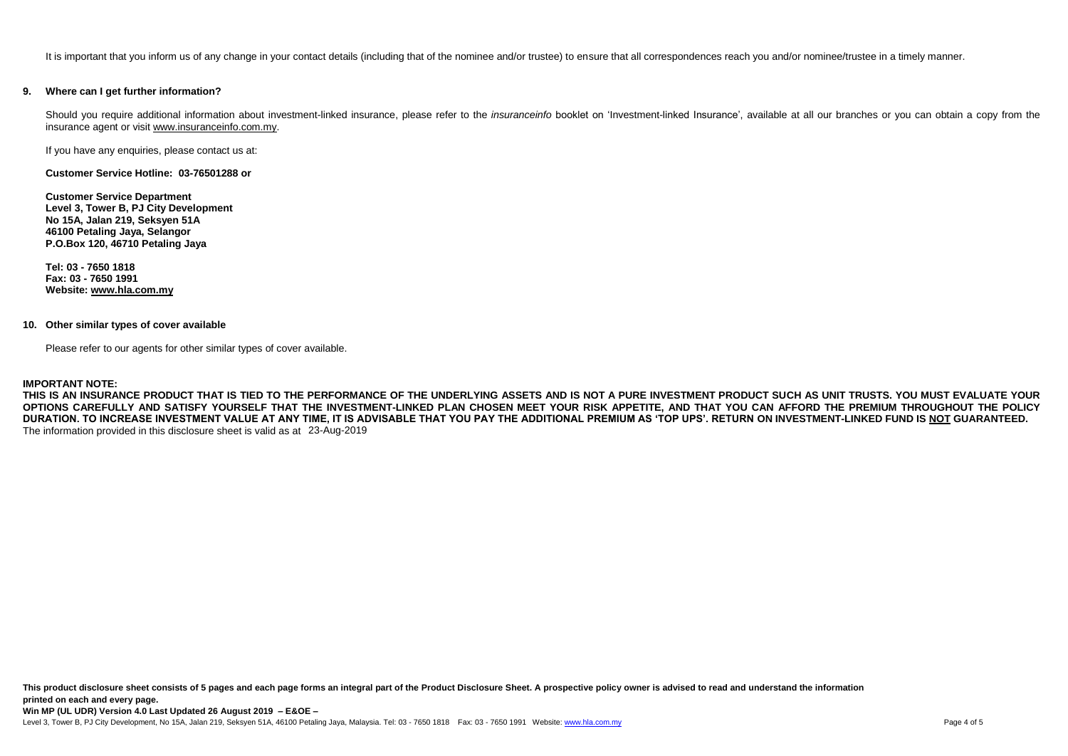It is important that you inform us of any change in your contact details (including that of the nominee and/or trustee) to ensure that all correspondences reach you and/or nominee/trustee in a timely manner.

## 9. Where can I get further information?

Should you require additional information about investment-linked insurance, please refer to the *insuranceinfo* booklet on 'Investment-linked Insurance', available at all our branches or you can obtain a copy from the insurance agent or visit www.insuranceinfo.com.my.

If you have any enquiries, please contact us at:

**Customer Service Hotline: 03-76501288 or**

**Customer Service Department**
**Level 3, Tower B, PJ City Development**
**No 15A, Jalan 219, Seksyen 51A**
**46100 Petaling Jaya, Selangor**
**P.O.Box 120, 46710 Petaling Jaya**

**Tel: 03 - 7650 1818**
**Fax: 03 - 7650 1991**
**Website: www.hla.com.my**

## 10. Other similar types of cover available

Please refer to our agents for other similar types of cover available.

**IMPORTANT NOTE:**
**THIS IS AN INSURANCE PRODUCT THAT IS TIED TO THE PERFORMANCE OF THE UNDERLYING ASSETS AND IS NOT A PURE INVESTMENT PRODUCT SUCH AS UNIT TRUSTS. YOU MUST EVALUATE YOUR OPTIONS CAREFULLY AND SATISFY YOURSELF THAT THE INVESTMENT-LINKED PLAN CHOSEN MEET YOUR RISK APPETITE, AND THAT YOU CAN AFFORD THE PREMIUM THROUGHOUT THE POLICY DURATION. TO INCREASE INVESTMENT VALUE AT ANY TIME, IT IS ADVISABLE THAT YOU PAY THE ADDITIONAL PREMIUM AS 'TOP UPS'. RETURN ON INVESTMENT-LINKED FUND IS NOT GUARANTEED.**
The information provided in this disclosure sheet is valid as at 23-Aug-2019

**This product disclosure sheet consists of 5 pages and each page forms an integral part of the Product Disclosure Sheet. A prospective policy owner is advised to read and understand the information printed on each and every page.**
**Win MP (UL UDR) Version 4.0 Last Updated 26 August 2019 – E&OE –**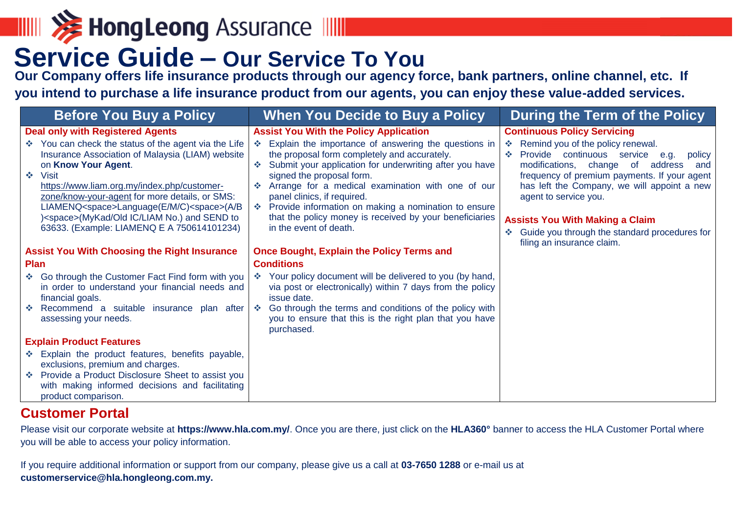# Service Guide – Our Service To You

**Our Company offers life insurance products through our agency force, bank partners, online channel, etc. If you intend to purchase a life insurance product from our agents, you can enjoy these value-added services.**

## Before You Buy a Policy

### Deal only with Registered Agents

- You can check the status of the agent via the Life Insurance Association of Malaysia (LIAM) website on **Know Your Agent**.
- Visit https://www.liam.org.my/index.php/customer-zone/know-your-agent for more details, or SMS: LIAMENQ<space>Language(E/M/C)<space>(A/B)<space>(MyKad/Old IC/LIAM No.) and SEND to 63633. (Example: LIAMENQ E A 750614101234)

### Assist You With Choosing the Right Insurance Plan

- Go through the Customer Fact Find form with you in order to understand your financial needs and financial goals.
- Recommend a suitable insurance plan after assessing your needs.

### Explain Product Features

- Explain the product features, benefits payable, exclusions, premium and charges.
- Provide a Product Disclosure Sheet to assist you with making informed decisions and facilitating product comparison.

## When You Decide to Buy a Policy

### Assist You With the Policy Application

- Explain the importance of answering the questions in the proposal form completely and accurately.
- Submit your application for underwriting after you have signed the proposal form.
- Arrange for a medical examination with one of our panel clinics, if required.
- Provide information on making a nomination to ensure that the policy money is received by your beneficiaries in the event of death.

### Once Bought, Explain the Policy Terms and Conditions

- Your policy document will be delivered to you (by hand, via post or electronically) within 7 days from the policy issue date.
- Go through the terms and conditions of the policy with you to ensure that this is the right plan that you have purchased.

## During the Term of the Policy

### Continuous Policy Servicing

- Remind you of the policy renewal.
- Provide continuous service e.g. policy modifications, change of address and frequency of premium payments. If your agent has left the Company, we will appoint a new agent to service you.

### Assists You With Making a Claim

- Guide you through the standard procedures for filing an insurance claim.

## Customer Portal

Please visit our corporate website at **https://www.hla.com.my/**. Once you are there, just click on the **HLA360°** banner to access the HLA Customer Portal where you will be able to access your policy information.

If you require additional information or support from our company, please give us a call at **03-7650 1288** or e-mail us at **customerservice@hla.hongleong.com.my.**